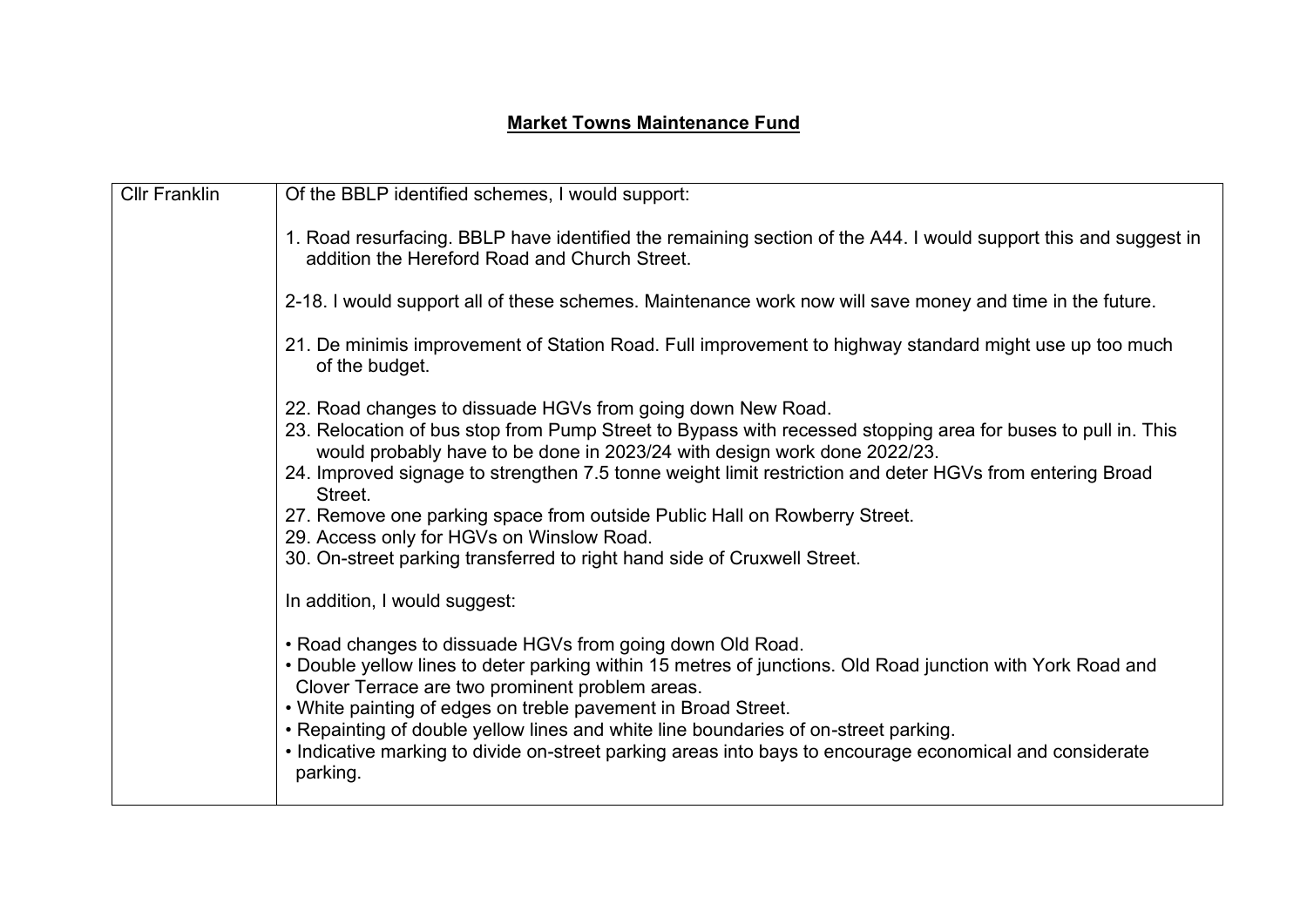# Market Towns Maintenance Fund

| Cllr Franklin | Of the BBLP identified schemes, I would support:<br><br>1. Road resurfacing. BBLP have identified the remaining section of the A44. I would support this and suggest in addition the Hereford Road and Church Street.<br><br>2-18. I would support all of these schemes. Maintenance work now will save money and time in the future.<br><br>21. De minimis improvement of Station Road. Full improvement to highway standard might use up too much of the budget.<br><br>22. Road changes to dissuade HGVs from going down New Road.<br>23. Relocation of bus stop from Pump Street to Bypass with recessed stopping area for buses to pull in. This would probably have to be done in 2023/24 with design work done 2022/23.<br>24. Improved signage to strengthen 7.5 tonne weight limit restriction and deter HGVs from entering Broad Street.<br>27. Remove one parking space from outside Public Hall on Rowberry Street.<br>29. Access only for HGVs on Winslow Road.<br>30. On-street parking transferred to right hand side of Cruxwell Street.<br><br>In addition, I would suggest:<br><br>• Road changes to dissuade HGVs from going down Old Road.<br>• Double yellow lines to deter parking within 15 metres of junctions. Old Road junction with York Road and Clover Terrace are two prominent problem areas.<br>• White painting of edges on treble pavement in Broad Street.<br>• Repainting of double yellow lines and white line boundaries of on-street parking.<br>• Indicative marking to divide on-street parking areas into bays to encourage economical and considerate parking. |
|---|---|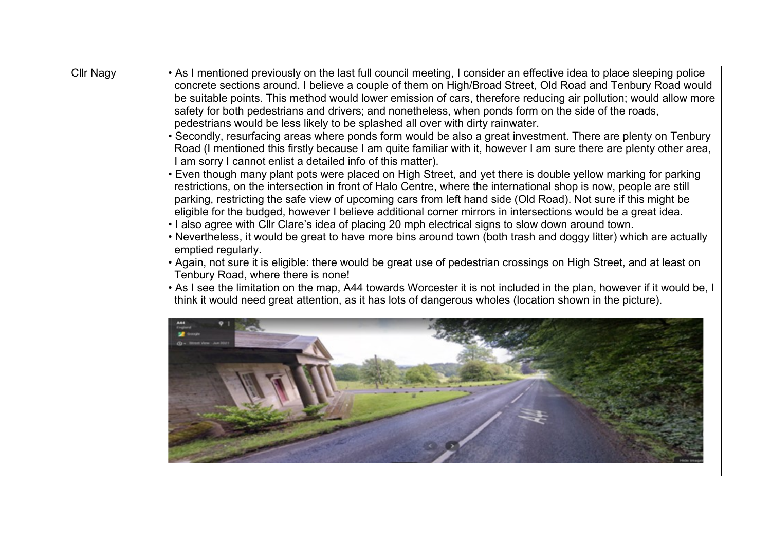| Cllr Nagy | • As I mentioned previously on the last full council meeting, I consider an effective idea to place sleeping police concrete sections around. I believe a couple of them on High/Broad Street, Old Road and Tenbury Road would be suitable points. This method would lower emission of cars, therefore reducing air pollution; would allow more safety for both pedestrians and drivers; and nonetheless, when ponds form on the side of the roads, pedestrians would be less likely to be splashed all over with dirty rainwater.<br>• Secondly, resurfacing areas where ponds form would be also a great investment. There are plenty on Tenbury Road (I mentioned this firstly because I am quite familiar with it, however I am sure there are plenty other area, I am sorry I cannot enlist a detailed info of this matter).<br>• Even though many plant pots were placed on High Street, and yet there is double yellow marking for parking restrictions, on the intersection in front of Halo Centre, where the international shop is now, people are still parking, restricting the safe view of upcoming cars from left hand side (Old Road). Not sure if this might be eligible for the budged, however I believe additional corner mirrors in intersections would be a great idea.<br>• I also agree with Cllr Clare's idea of placing 20 mph electrical signs to slow down around town.<br>• Nevertheless, it would be great to have more bins around town (both trash and doggy litter) which are actually emptied regularly.<br>• Again, not sure it is eligible: there would be great use of pedestrian crossings on High Street, and at least on Tenbury Road, where there is none!<br>• As I see the limitation on the map, A44 towards Worcester it is not included in the plan, however if it would be, I think it would need great attention, as it has lots of dangerous wholes (location shown in the picture). |
|---|---|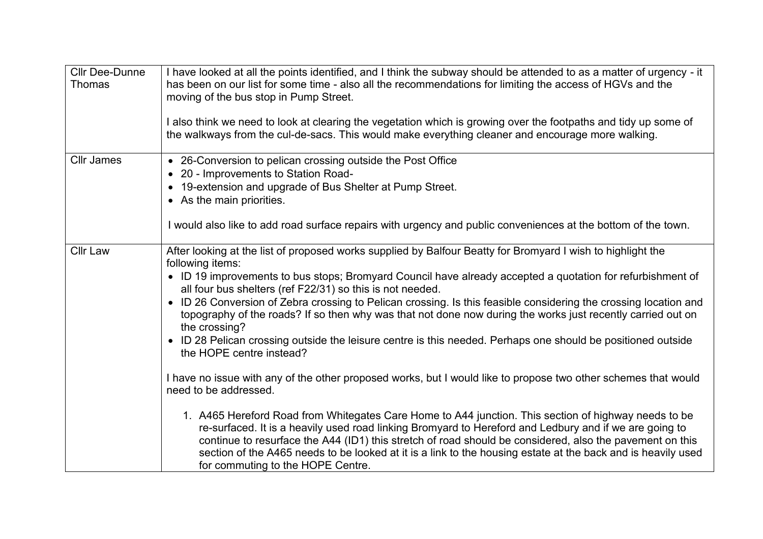| | |
|---|---|
| Cllr Dee-Dunne Thomas | I have looked at all the points identified, and I think the subway should be attended to as a matter of urgency - it has been on our list for some time - also all the recommendations for limiting the access of HGVs and the moving of the bus stop in Pump Street.<br><br>I also think we need to look at clearing the vegetation which is growing over the footpaths and tidy up some of the walkways from the cul-de-sacs. This would make everything cleaner and encourage more walking. |
| Cllr James | • 26-Conversion to pelican crossing outside the Post Office<br>• 20 - Improvements to Station Road-<br>• 19-extension and upgrade of Bus Shelter at Pump Street.<br>• As the main priorities.<br><br>I would also like to add road surface repairs with urgency and public conveniences at the bottom of the town. |
| Cllr Law | After looking at the list of proposed works supplied by Balfour Beatty for Bromyard I wish to highlight the following items:<br>• ID 19 improvements to bus stops; Bromyard Council have already accepted a quotation for refurbishment of all four bus shelters (ref F22/31) so this is not needed.<br>• ID 26 Conversion of Zebra crossing to Pelican crossing. Is this feasible considering the crossing location and topography of the roads? If so then why was that not done now during the works just recently carried out on the crossing?<br>• ID 28 Pelican crossing outside the leisure centre is this needed. Perhaps one should be positioned outside the HOPE centre instead?<br><br>I have no issue with any of the other proposed works, but I would like to propose two other schemes that would need to be addressed.<br><br>1. A465 Hereford Road from Whitegates Care Home to A44 junction. This section of highway needs to be re-surfaced. It is a heavily used road linking Bromyard to Hereford and Ledbury and if we are going to continue to resurface the A44 (ID1) this stretch of road should be considered, also the pavement on this section of the A465 needs to be looked at it is a link to the housing estate at the back and is heavily used for commuting to the HOPE Centre. |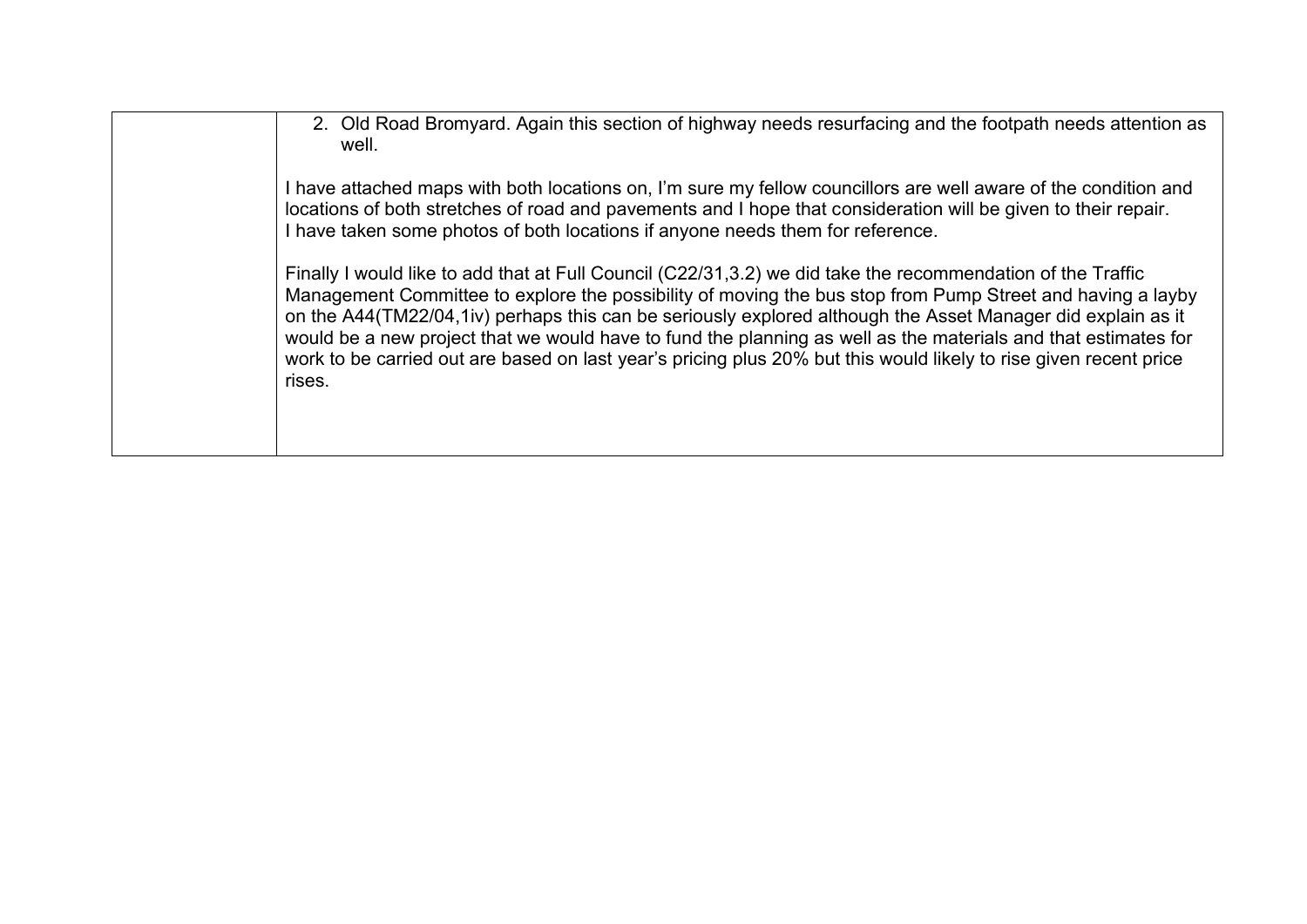| | 2. Old Road Bromyard. Again this section of highway needs resurfacing and the footpath needs attention as well.<br><br>I have attached maps with both locations on, I'm sure my fellow councillors are well aware of the condition and locations of both stretches of road and pavements and I hope that consideration will be given to their repair.<br>I have taken some photos of both locations if anyone needs them for reference.<br><br>Finally I would like to add that at Full Council (C22/31,3.2) we did take the recommendation of the Traffic Management Committee to explore the possibility of moving the bus stop from Pump Street and having a layby on the A44(TM22/04,1iv) perhaps this can be seriously explored although the Asset Manager did explain as it would be a new project that we would have to fund the planning as well as the materials and that estimates for work to be carried out are based on last year's pricing plus 20% but this would likely to rise given recent price rises. |
|---|---|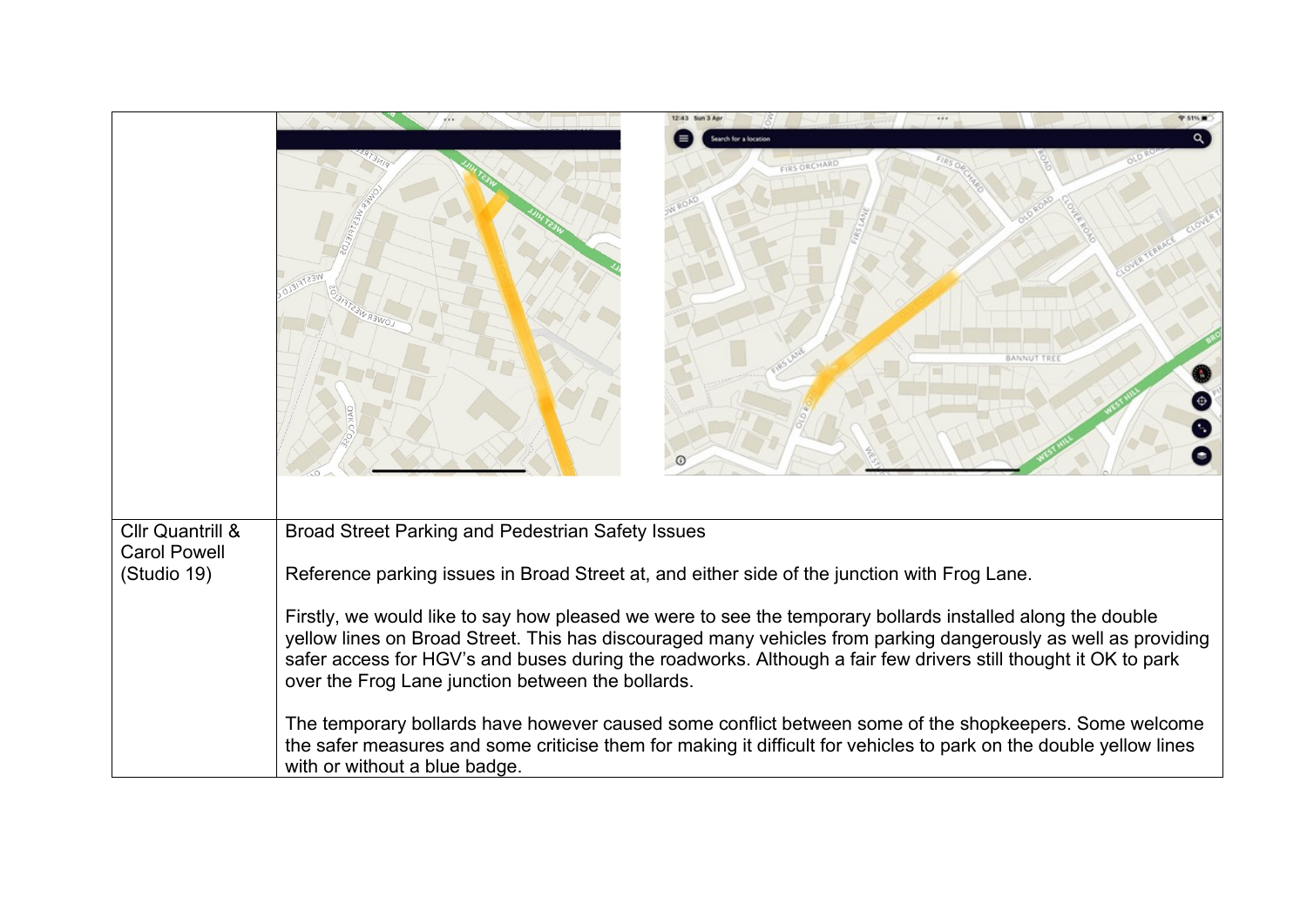| | |
|---|---|
| | |
| Cllr Quantrill & Carol Powell (Studio 19) | Broad Street Parking and Pedestrian Safety Issues<br><br>Reference parking issues in Broad Street at, and either side of the junction with Frog Lane.<br><br>Firstly, we would like to say how pleased we were to see the temporary bollards installed along the double yellow lines on Broad Street. This has discouraged many vehicles from parking dangerously as well as providing safer access for HGV's and buses during the roadworks. Although a fair few drivers still thought it OK to park over the Frog Lane junction between the bollards.<br><br>The temporary bollards have however caused some conflict between some of the shopkeepers. Some welcome the safer measures and some criticise them for making it difficult for vehicles to park on the double yellow lines with or without a blue badge. |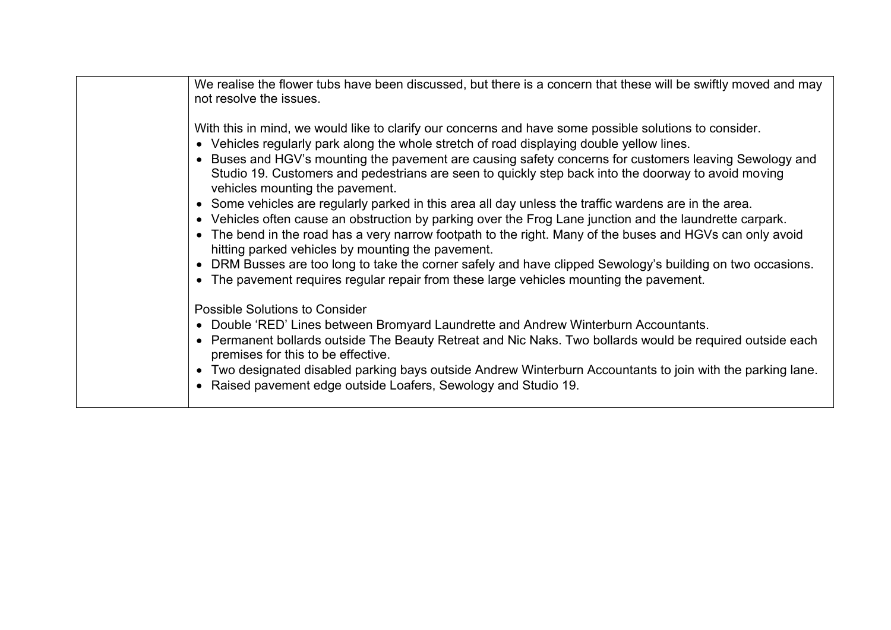| | |
|---|---|
| | We realise the flower tubs have been discussed, but there is a concern that these will be swiftly moved and may not resolve the issues.<br><br>With this in mind, we would like to clarify our concerns and have some possible solutions to consider.<br>• Vehicles regularly park along the whole stretch of road displaying double yellow lines.<br>• Buses and HGV's mounting the pavement are causing safety concerns for customers leaving Sewology and Studio 19. Customers and pedestrians are seen to quickly step back into the doorway to avoid moving vehicles mounting the pavement.<br>• Some vehicles are regularly parked in this area all day unless the traffic wardens are in the area.<br>• Vehicles often cause an obstruction by parking over the Frog Lane junction and the laundrette carpark.<br>• The bend in the road has a very narrow footpath to the right. Many of the buses and HGVs can only avoid hitting parked vehicles by mounting the pavement.<br>• DRM Busses are too long to take the corner safely and have clipped Sewology's building on two occasions.<br>• The pavement requires regular repair from these large vehicles mounting the pavement.<br><br>Possible Solutions to Consider<br>• Double 'RED' Lines between Bromyard Laundrette and Andrew Winterburn Accountants.<br>• Permanent bollards outside The Beauty Retreat and Nic Naks. Two bollards would be required outside each premises for this to be effective.<br>• Two designated disabled parking bays outside Andrew Winterburn Accountants to join with the parking lane.<br>• Raised pavement edge outside Loafers, Sewology and Studio 19. |